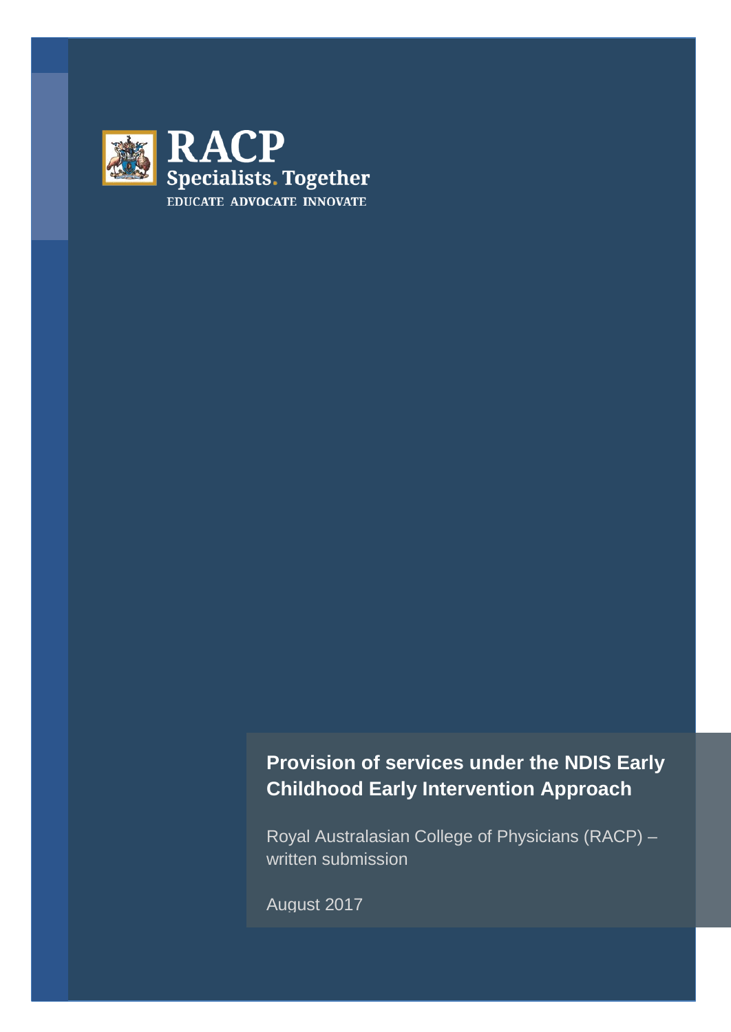RACP
Specialists. Together
EDUCATE ADVOCATE INNOVATE

# Provision of services under the NDIS Early Childhood Early Intervention Approach

Royal Australasian College of Physicians (RACP) – written submission

August 2017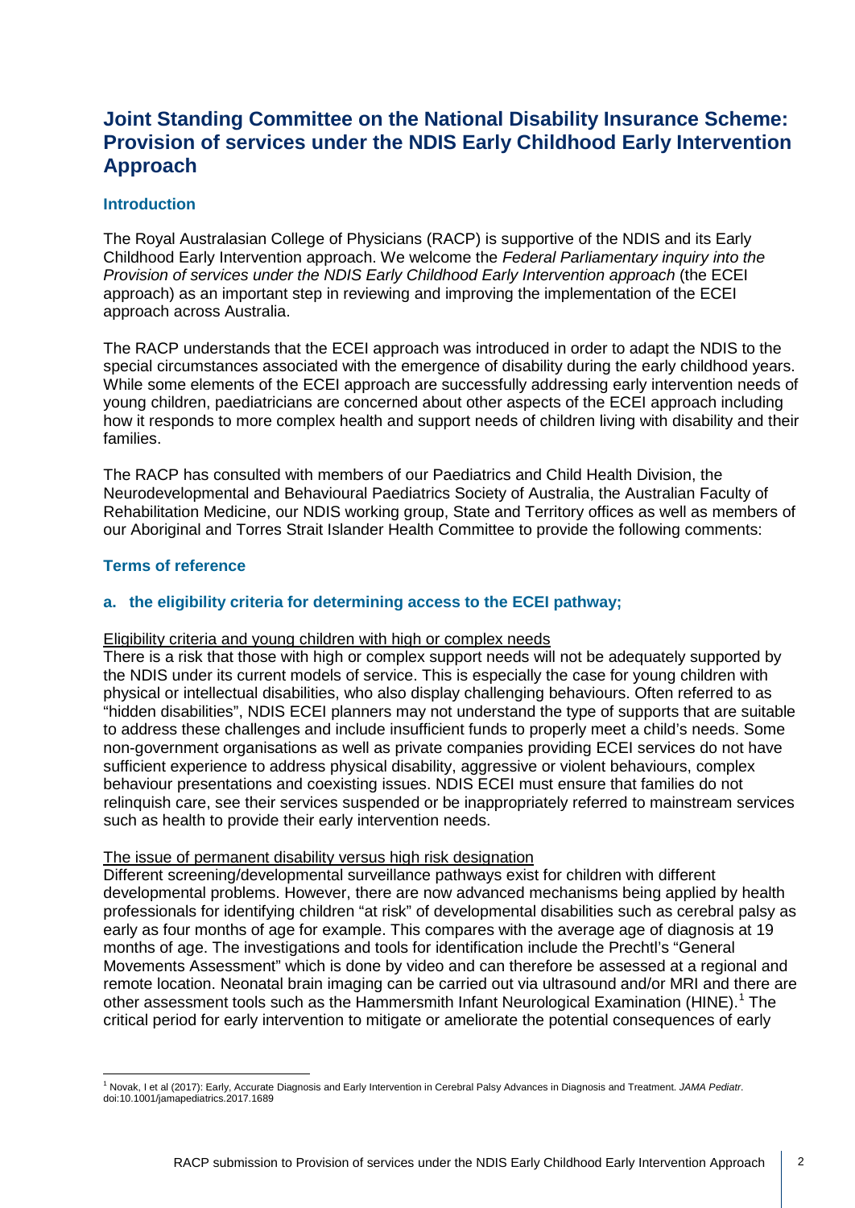# Joint Standing Committee on the National Disability Insurance Scheme: Provision of services under the NDIS Early Childhood Early Intervention Approach

## Introduction

The Royal Australasian College of Physicians (RACP) is supportive of the NDIS and its Early Childhood Early Intervention approach. We welcome the *Federal Parliamentary inquiry into the Provision of services under the NDIS Early Childhood Early Intervention approach* (the ECEI approach) as an important step in reviewing and improving the implementation of the ECEI approach across Australia.

The RACP understands that the ECEI approach was introduced in order to adapt the NDIS to the special circumstances associated with the emergence of disability during the early childhood years. While some elements of the ECEI approach are successfully addressing early intervention needs of young children, paediatricians are concerned about other aspects of the ECEI approach including how it responds to more complex health and support needs of children living with disability and their families.

The RACP has consulted with members of our Paediatrics and Child Health Division, the Neurodevelopmental and Behavioural Paediatrics Society of Australia, the Australian Faculty of Rehabilitation Medicine, our NDIS working group, State and Territory offices as well as members of our Aboriginal and Torres Strait Islander Health Committee to provide the following comments:

## Terms of reference

### a. the eligibility criteria for determining access to the ECEI pathway;

<u>Eligibility criteria and young children with high or complex needs</u>

There is a risk that those with high or complex support needs will not be adequately supported by the NDIS under its current models of service. This is especially the case for young children with physical or intellectual disabilities, who also display challenging behaviours. Often referred to as "hidden disabilities", NDIS ECEI planners may not understand the type of supports that are suitable to address these challenges and include insufficient funds to properly meet a child's needs. Some non-government organisations as well as private companies providing ECEI services do not have sufficient experience to address physical disability, aggressive or violent behaviours, complex behaviour presentations and coexisting issues. NDIS ECEI must ensure that families do not relinquish care, see their services suspended or be inappropriately referred to mainstream services such as health to provide their early intervention needs.

<u>The issue of permanent disability versus high risk designation</u>

Different screening/developmental surveillance pathways exist for children with different developmental problems. However, there are now advanced mechanisms being applied by health professionals for identifying children "at risk" of developmental disabilities such as cerebral palsy as early as four months of age for example. This compares with the average age of diagnosis at 19 months of age. The investigations and tools for identification include the Prechtl's "General Movements Assessment" which is done by video and can therefore be assessed at a regional and remote location. Neonatal brain imaging can be carried out via ultrasound and/or MRI and there are other assessment tools such as the Hammersmith Infant Neurological Examination (HINE).[1] The critical period for early intervention to mitigate or ameliorate the potential consequences of early

---

[1] Novak, I et al (2017): Early, Accurate Diagnosis and Early Intervention in Cerebral Palsy Advances in Diagnosis and Treatment. *JAMA Pediatr*. doi:10.1001/jamapediatrics.2017.1689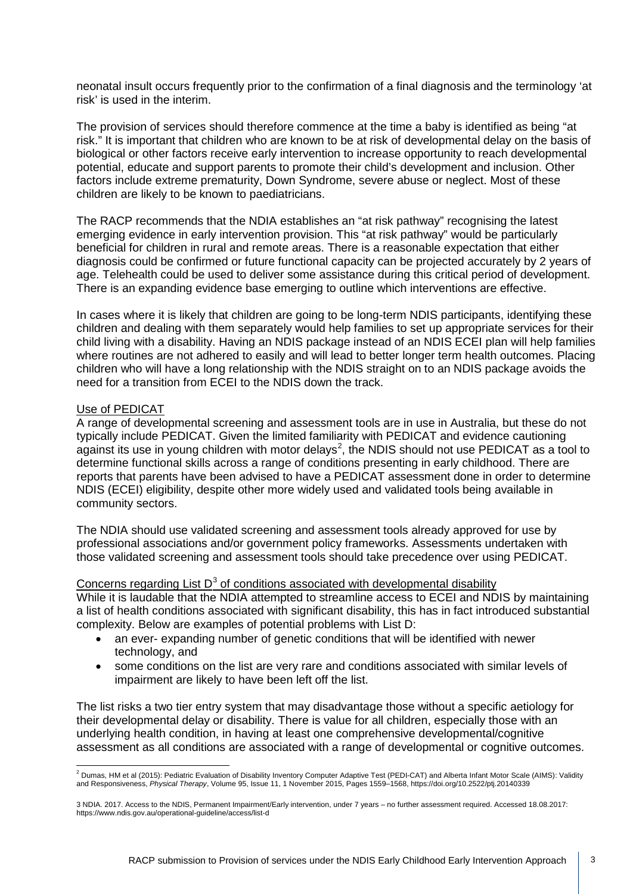neonatal insult occurs frequently prior to the confirmation of a final diagnosis and the terminology 'at risk' is used in the interim.

The provision of services should therefore commence at the time a baby is identified as being "at risk." It is important that children who are known to be at risk of developmental delay on the basis of biological or other factors receive early intervention to increase opportunity to reach developmental potential, educate and support parents to promote their child's development and inclusion. Other factors include extreme prematurity, Down Syndrome, severe abuse or neglect. Most of these children are likely to be known to paediatricians.

The RACP recommends that the NDIA establishes an "at risk pathway" recognising the latest emerging evidence in early intervention provision. This "at risk pathway" would be particularly beneficial for children in rural and remote areas. There is a reasonable expectation that either diagnosis could be confirmed or future functional capacity can be projected accurately by 2 years of age. Telehealth could be used to deliver some assistance during this critical period of development. There is an expanding evidence base emerging to outline which interventions are effective.

In cases where it is likely that children are going to be long-term NDIS participants, identifying these children and dealing with them separately would help families to set up appropriate services for their child living with a disability. Having an NDIS package instead of an NDIS ECEI plan will help families where routines are not adhered to easily and will lead to better longer term health outcomes. Placing children who will have a long relationship with the NDIS straight on to an NDIS package avoids the need for a transition from ECEI to the NDIS down the track.

Use of PEDICAT

A range of developmental screening and assessment tools are in use in Australia, but these do not typically include PEDICAT. Given the limited familiarity with PEDICAT and evidence cautioning against its use in young children with motor delays[2], the NDIS should not use PEDICAT as a tool to determine functional skills across a range of conditions presenting in early childhood. There are reports that parents have been advised to have a PEDICAT assessment done in order to determine NDIS (ECEI) eligibility, despite other more widely used and validated tools being available in community sectors.

The NDIA should use validated screening and assessment tools already approved for use by professional associations and/or government policy frameworks. Assessments undertaken with those validated screening and assessment tools should take precedence over using PEDICAT.

Concerns regarding List D[3] of conditions associated with developmental disability

While it is laudable that the NDIA attempted to streamline access to ECEI and NDIS by maintaining a list of health conditions associated with significant disability, this has in fact introduced substantial complexity. Below are examples of potential problems with List D:

- an ever- expanding number of genetic conditions that will be identified with newer technology, and
- some conditions on the list are very rare and conditions associated with similar levels of impairment are likely to have been left off the list.

The list risks a two tier entry system that may disadvantage those without a specific aetiology for their developmental delay or disability. There is value for all children, especially those with an underlying health condition, in having at least one comprehensive developmental/cognitive assessment as all conditions are associated with a range of developmental or cognitive outcomes.

[2] Dumas, HM et al (2015): Pediatric Evaluation of Disability Inventory Computer Adaptive Test (PEDI-CAT) and Alberta Infant Motor Scale (AIMS): Validity and Responsiveness, *Physical Therapy*, Volume 95, Issue 11, 1 November 2015, Pages 1559–1568, https://doi.org/10.2522/ptj.20140339

3 NDIA. 2017. Access to the NDIS, Permanent Impairment/Early intervention, under 7 years – no further assessment required. Accessed 18.08.2017: https://www.ndis.gov.au/operational-guideline/access/list-d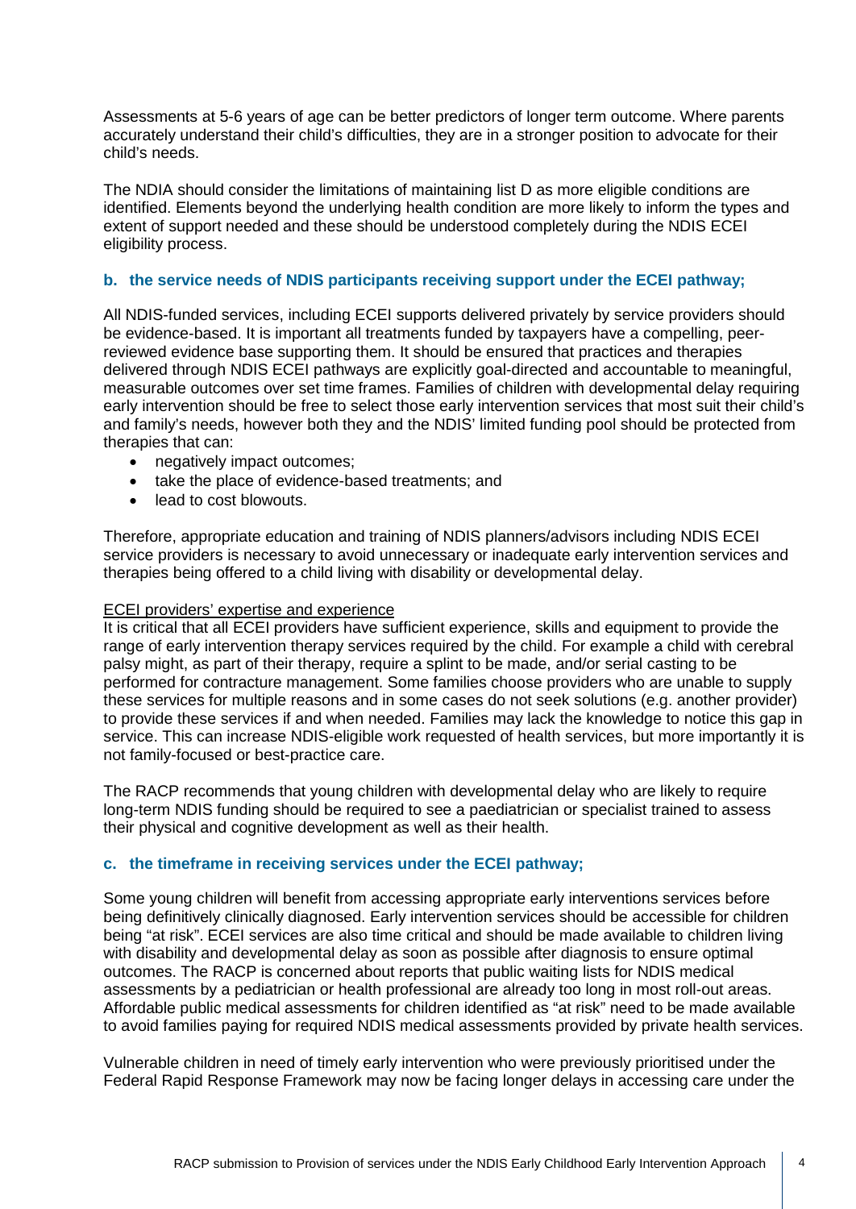Assessments at 5-6 years of age can be better predictors of longer term outcome. Where parents accurately understand their child's difficulties, they are in a stronger position to advocate for their child's needs.

The NDIA should consider the limitations of maintaining list D as more eligible conditions are identified. Elements beyond the underlying health condition are more likely to inform the types and extent of support needed and these should be understood completely during the NDIS ECEI eligibility process.

### b. the service needs of NDIS participants receiving support under the ECEI pathway;

All NDIS-funded services, including ECEI supports delivered privately by service providers should be evidence-based. It is important all treatments funded by taxpayers have a compelling, peer-reviewed evidence base supporting them. It should be ensured that practices and therapies delivered through NDIS ECEI pathways are explicitly goal-directed and accountable to meaningful, measurable outcomes over set time frames. Families of children with developmental delay requiring early intervention should be free to select those early intervention services that most suit their child's and family's needs, however both they and the NDIS' limited funding pool should be protected from therapies that can:

- negatively impact outcomes;
- take the place of evidence-based treatments; and
- lead to cost blowouts.

Therefore, appropriate education and training of NDIS planners/advisors including NDIS ECEI service providers is necessary to avoid unnecessary or inadequate early intervention services and therapies being offered to a child living with disability or developmental delay.

<u>ECEI providers' expertise and experience</u>

It is critical that all ECEI providers have sufficient experience, skills and equipment to provide the range of early intervention therapy services required by the child. For example a child with cerebral palsy might, as part of their therapy, require a splint to be made, and/or serial casting to be performed for contracture management. Some families choose providers who are unable to supply these services for multiple reasons and in some cases do not seek solutions (e.g. another provider) to provide these services if and when needed. Families may lack the knowledge to notice this gap in service. This can increase NDIS-eligible work requested of health services, but more importantly it is not family-focused or best-practice care.

The RACP recommends that young children with developmental delay who are likely to require long-term NDIS funding should be required to see a paediatrician or specialist trained to assess their physical and cognitive development as well as their health.

### c. the timeframe in receiving services under the ECEI pathway;

Some young children will benefit from accessing appropriate early interventions services before being definitively clinically diagnosed. Early intervention services should be accessible for children being "at risk". ECEI services are also time critical and should be made available to children living with disability and developmental delay as soon as possible after diagnosis to ensure optimal outcomes. The RACP is concerned about reports that public waiting lists for NDIS medical assessments by a pediatrician or health professional are already too long in most roll-out areas. Affordable public medical assessments for children identified as "at risk" need to be made available to avoid families paying for required NDIS medical assessments provided by private health services.

Vulnerable children in need of timely early intervention who were previously prioritised under the Federal Rapid Response Framework may now be facing longer delays in accessing care under the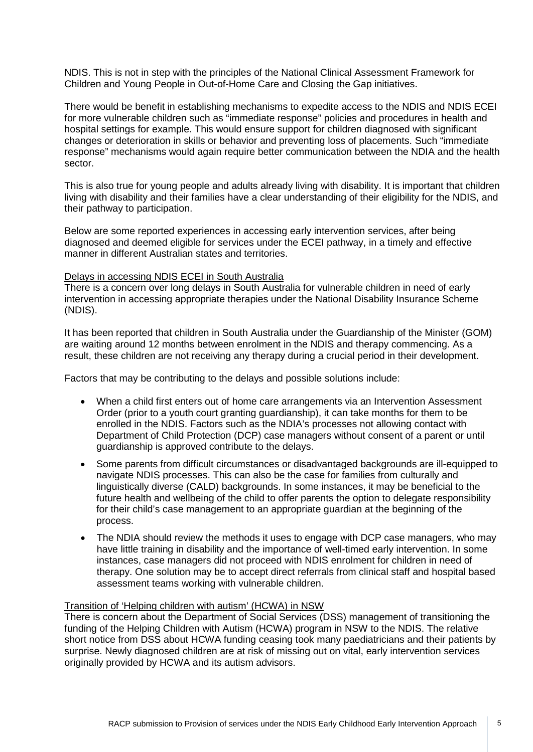NDIS. This is not in step with the principles of the National Clinical Assessment Framework for Children and Young People in Out-of-Home Care and Closing the Gap initiatives.

There would be benefit in establishing mechanisms to expedite access to the NDIS and NDIS ECEI for more vulnerable children such as "immediate response" policies and procedures in health and hospital settings for example. This would ensure support for children diagnosed with significant changes or deterioration in skills or behavior and preventing loss of placements. Such "immediate response" mechanisms would again require better communication between the NDIA and the health sector.

This is also true for young people and adults already living with disability. It is important that children living with disability and their families have a clear understanding of their eligibility for the NDIS, and their pathway to participation.

Below are some reported experiences in accessing early intervention services, after being diagnosed and deemed eligible for services under the ECEI pathway, in a timely and effective manner in different Australian states and territories.

<u>Delays in accessing NDIS ECEI in South Australia</u>

There is a concern over long delays in South Australia for vulnerable children in need of early intervention in accessing appropriate therapies under the National Disability Insurance Scheme (NDIS).

It has been reported that children in South Australia under the Guardianship of the Minister (GOM) are waiting around 12 months between enrolment in the NDIS and therapy commencing. As a result, these children are not receiving any therapy during a crucial period in their development.

Factors that may be contributing to the delays and possible solutions include:

- When a child first enters out of home care arrangements via an Intervention Assessment Order (prior to a youth court granting guardianship), it can take months for them to be enrolled in the NDIS. Factors such as the NDIA's processes not allowing contact with Department of Child Protection (DCP) case managers without consent of a parent or until guardianship is approved contribute to the delays.
- Some parents from difficult circumstances or disadvantaged backgrounds are ill-equipped to navigate NDIS processes. This can also be the case for families from culturally and linguistically diverse (CALD) backgrounds. In some instances, it may be beneficial to the future health and wellbeing of the child to offer parents the option to delegate responsibility for their child's case management to an appropriate guardian at the beginning of the process.
- The NDIA should review the methods it uses to engage with DCP case managers, who may have little training in disability and the importance of well-timed early intervention. In some instances, case managers did not proceed with NDIS enrolment for children in need of therapy. One solution may be to accept direct referrals from clinical staff and hospital based assessment teams working with vulnerable children.

<u>Transition of 'Helping children with autism' (HCWA) in NSW</u>

There is concern about the Department of Social Services (DSS) management of transitioning the funding of the Helping Children with Autism (HCWA) program in NSW to the NDIS. The relative short notice from DSS about HCWA funding ceasing took many paediatricians and their patients by surprise. Newly diagnosed children are at risk of missing out on vital, early intervention services originally provided by HCWA and its autism advisors.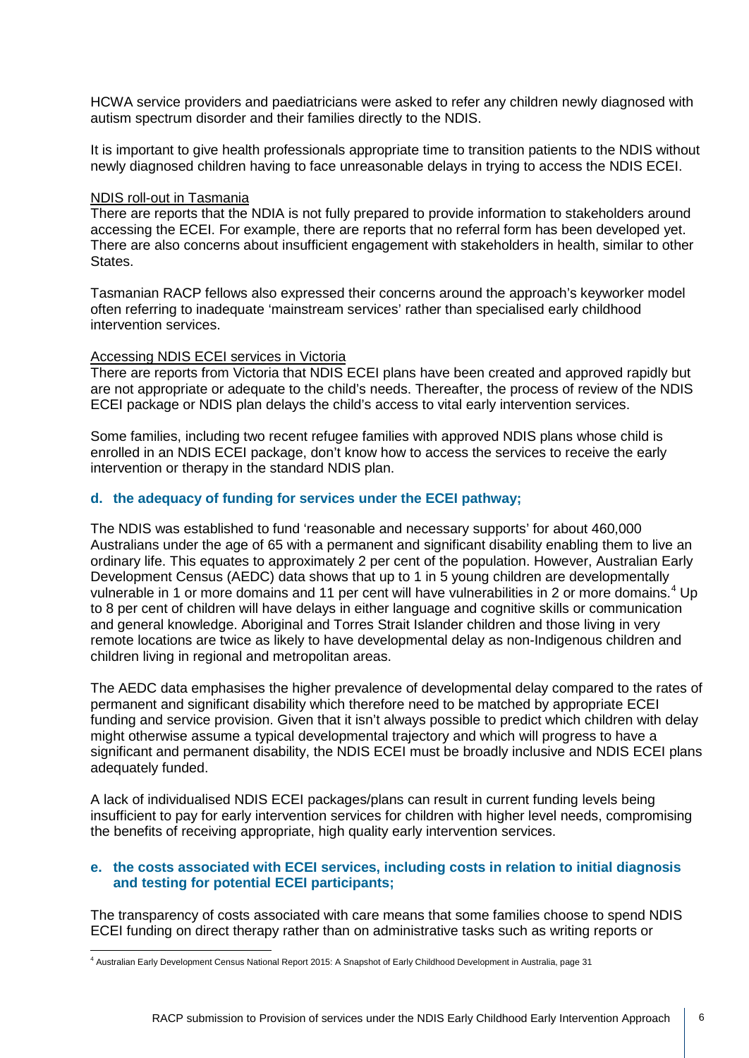HCWA service providers and paediatricians were asked to refer any children newly diagnosed with autism spectrum disorder and their families directly to the NDIS.

It is important to give health professionals appropriate time to transition patients to the NDIS without newly diagnosed children having to face unreasonable delays in trying to access the NDIS ECEI.

<u>NDIS roll-out in Tasmania</u>

There are reports that the NDIA is not fully prepared to provide information to stakeholders around accessing the ECEI. For example, there are reports that no referral form has been developed yet. There are also concerns about insufficient engagement with stakeholders in health, similar to other States.

Tasmanian RACP fellows also expressed their concerns around the approach's keyworker model often referring to inadequate 'mainstream services' rather than specialised early childhood intervention services.

<u>Accessing NDIS ECEI services in Victoria</u>

There are reports from Victoria that NDIS ECEI plans have been created and approved rapidly but are not appropriate or adequate to the child's needs. Thereafter, the process of review of the NDIS ECEI package or NDIS plan delays the child's access to vital early intervention services.

Some families, including two recent refugee families with approved NDIS plans whose child is enrolled in an NDIS ECEI package, don't know how to access the services to receive the early intervention or therapy in the standard NDIS plan.

### d. the adequacy of funding for services under the ECEI pathway;

The NDIS was established to fund 'reasonable and necessary supports' for about 460,000 Australians under the age of 65 with a permanent and significant disability enabling them to live an ordinary life. This equates to approximately 2 per cent of the population. However, Australian Early Development Census (AEDC) data shows that up to 1 in 5 young children are developmentally vulnerable in 1 or more domains and 11 per cent will have vulnerabilities in 2 or more domains.[4] Up to 8 per cent of children will have delays in either language and cognitive skills or communication and general knowledge. Aboriginal and Torres Strait Islander children and those living in very remote locations are twice as likely to have developmental delay as non-Indigenous children and children living in regional and metropolitan areas.

The AEDC data emphasises the higher prevalence of developmental delay compared to the rates of permanent and significant disability which therefore need to be matched by appropriate ECEI funding and service provision. Given that it isn't always possible to predict which children with delay might otherwise assume a typical developmental trajectory and which will progress to have a significant and permanent disability, the NDIS ECEI must be broadly inclusive and NDIS ECEI plans adequately funded.

A lack of individualised NDIS ECEI packages/plans can result in current funding levels being insufficient to pay for early intervention services for children with higher level needs, compromising the benefits of receiving appropriate, high quality early intervention services.

### e. the costs associated with ECEI services, including costs in relation to initial diagnosis and testing for potential ECEI participants;

The transparency of costs associated with care means that some families choose to spend NDIS ECEI funding on direct therapy rather than on administrative tasks such as writing reports or

---

[4] Australian Early Development Census National Report 2015: A Snapshot of Early Childhood Development in Australia, page 31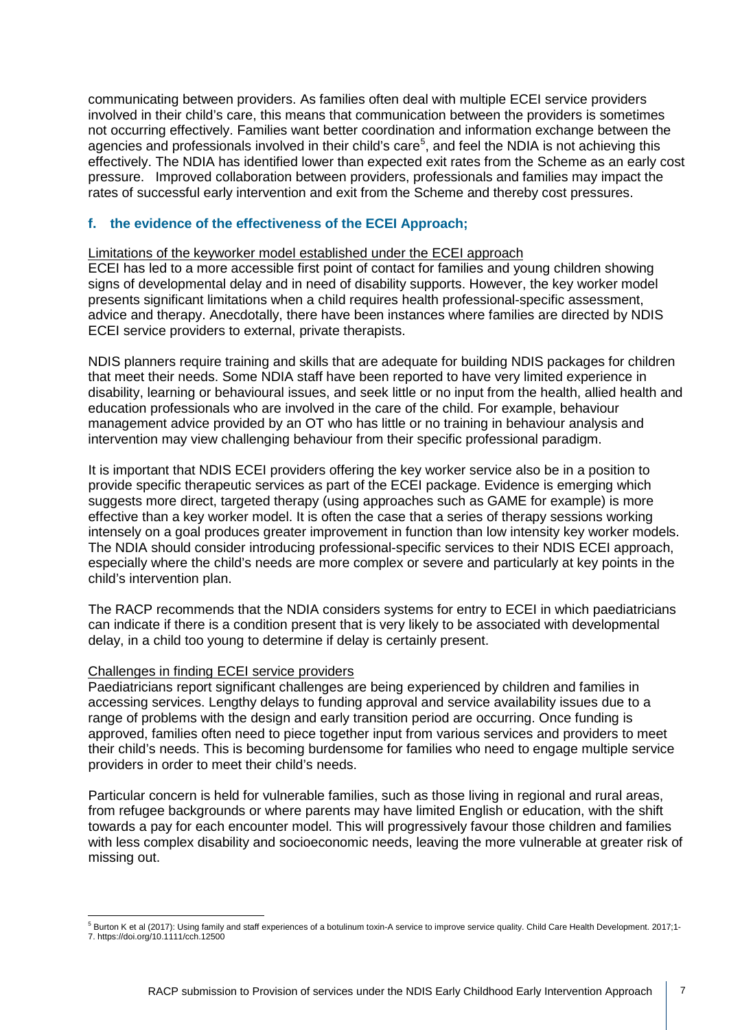communicating between providers. As families often deal with multiple ECEI service providers involved in their child's care, this means that communication between the providers is sometimes not occurring effectively. Families want better coordination and information exchange between the agencies and professionals involved in their child's care[5], and feel the NDIA is not achieving this effectively. The NDIA has identified lower than expected exit rates from the Scheme as an early cost pressure. Improved collaboration between providers, professionals and families may impact the rates of successful early intervention and exit from the Scheme and thereby cost pressures.

### f. the evidence of the effectiveness of the ECEI Approach;

Limitations of the keyworker model established under the ECEI approach

ECEI has led to a more accessible first point of contact for families and young children showing signs of developmental delay and in need of disability supports. However, the key worker model presents significant limitations when a child requires health professional-specific assessment, advice and therapy. Anecdotally, there have been instances where families are directed by NDIS ECEI service providers to external, private therapists.

NDIS planners require training and skills that are adequate for building NDIS packages for children that meet their needs. Some NDIA staff have been reported to have very limited experience in disability, learning or behavioural issues, and seek little or no input from the health, allied health and education professionals who are involved in the care of the child. For example, behaviour management advice provided by an OT who has little or no training in behaviour analysis and intervention may view challenging behaviour from their specific professional paradigm.

It is important that NDIS ECEI providers offering the key worker service also be in a position to provide specific therapeutic services as part of the ECEI package. Evidence is emerging which suggests more direct, targeted therapy (using approaches such as GAME for example) is more effective than a key worker model. It is often the case that a series of therapy sessions working intensely on a goal produces greater improvement in function than low intensity key worker models. The NDIA should consider introducing professional-specific services to their NDIS ECEI approach, especially where the child's needs are more complex or severe and particularly at key points in the child's intervention plan.

The RACP recommends that the NDIA considers systems for entry to ECEI in which paediatricians can indicate if there is a condition present that is very likely to be associated with developmental delay, in a child too young to determine if delay is certainly present.

Challenges in finding ECEI service providers

Paediatricians report significant challenges are being experienced by children and families in accessing services. Lengthy delays to funding approval and service availability issues due to a range of problems with the design and early transition period are occurring. Once funding is approved, families often need to piece together input from various services and providers to meet their child's needs. This is becoming burdensome for families who need to engage multiple service providers in order to meet their child's needs.

Particular concern is held for vulnerable families, such as those living in regional and rural areas, from refugee backgrounds or where parents may have limited English or education, with the shift towards a pay for each encounter model. This will progressively favour those children and families with less complex disability and socioeconomic needs, leaving the more vulnerable at greater risk of missing out.

---

[5] Burton K et al (2017): Using family and staff experiences of a botulinum toxin-A service to improve service quality. Child Care Health Development. 2017;1-7. https://doi.org/10.1111/cch.12500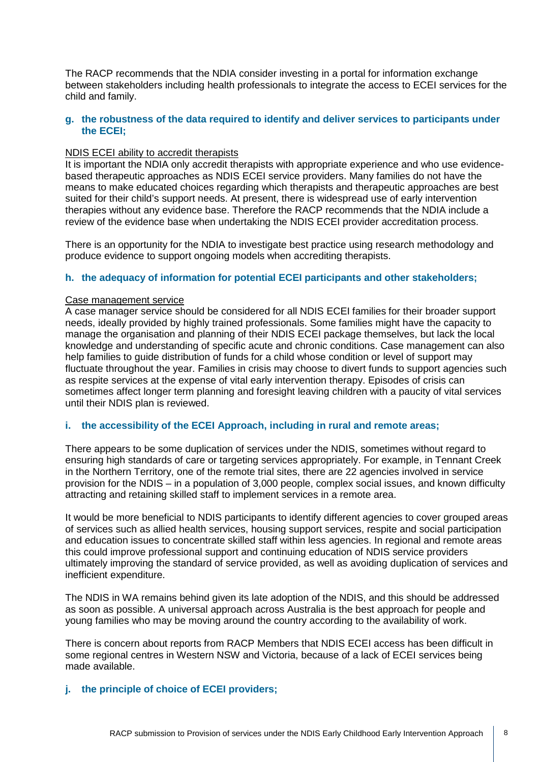The RACP recommends that the NDIA consider investing in a portal for information exchange between stakeholders including health professionals to integrate the access to ECEI services for the child and family.

### g. the robustness of the data required to identify and deliver services to participants under the ECEI;

NDIS ECEI ability to accredit therapists

It is important the NDIA only accredit therapists with appropriate experience and who use evidence-based therapeutic approaches as NDIS ECEI service providers. Many families do not have the means to make educated choices regarding which therapists and therapeutic approaches are best suited for their child's support needs. At present, there is widespread use of early intervention therapies without any evidence base. Therefore the RACP recommends that the NDIA include a review of the evidence base when undertaking the NDIS ECEI provider accreditation process.

There is an opportunity for the NDIA to investigate best practice using research methodology and produce evidence to support ongoing models when accrediting therapists.

### h. the adequacy of information for potential ECEI participants and other stakeholders;

Case management service

A case manager service should be considered for all NDIS ECEI families for their broader support needs, ideally provided by highly trained professionals. Some families might have the capacity to manage the organisation and planning of their NDIS ECEI package themselves, but lack the local knowledge and understanding of specific acute and chronic conditions. Case management can also help families to guide distribution of funds for a child whose condition or level of support may fluctuate throughout the year. Families in crisis may choose to divert funds to support agencies such as respite services at the expense of vital early intervention therapy. Episodes of crisis can sometimes affect longer term planning and foresight leaving children with a paucity of vital services until their NDIS plan is reviewed.

### i. the accessibility of the ECEI Approach, including in rural and remote areas;

There appears to be some duplication of services under the NDIS, sometimes without regard to ensuring high standards of care or targeting services appropriately. For example, in Tennant Creek in the Northern Territory, one of the remote trial sites, there are 22 agencies involved in service provision for the NDIS – in a population of 3,000 people, complex social issues, and known difficulty attracting and retaining skilled staff to implement services in a remote area.

It would be more beneficial to NDIS participants to identify different agencies to cover grouped areas of services such as allied health services, housing support services, respite and social participation and education issues to concentrate skilled staff within less agencies. In regional and remote areas this could improve professional support and continuing education of NDIS service providers ultimately improving the standard of service provided, as well as avoiding duplication of services and inefficient expenditure.

The NDIS in WA remains behind given its late adoption of the NDIS, and this should be addressed as soon as possible. A universal approach across Australia is the best approach for people and young families who may be moving around the country according to the availability of work.

There is concern about reports from RACP Members that NDIS ECEI access has been difficult in some regional centres in Western NSW and Victoria, because of a lack of ECEI services being made available.

### j. the principle of choice of ECEI providers;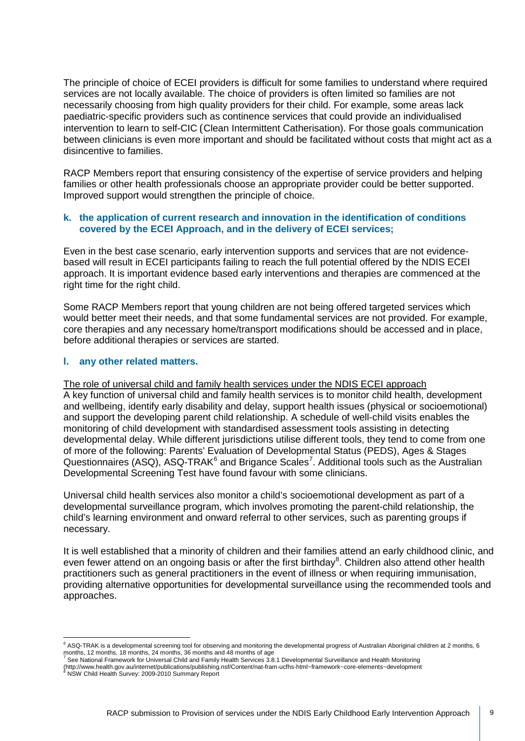The principle of choice of ECEI providers is difficult for some families to understand where required services are not locally available. The choice of providers is often limited so families are not necessarily choosing from high quality providers for their child. For example, some areas lack paediatric-specific providers such as continence services that could provide an individualised intervention to learn to self-CIC (Clean Intermittent Catherisation). For those goals communication between clinicians is even more important and should be facilitated without costs that might act as a disincentive to families.

RACP Members report that ensuring consistency of the expertise of service providers and helping families or other health professionals choose an appropriate provider could be better supported. Improved support would strengthen the principle of choice.

### k. the application of current research and innovation in the identification of conditions covered by the ECEI Approach, and in the delivery of ECEI services;

Even in the best case scenario, early intervention supports and services that are not evidence-based will result in ECEI participants failing to reach the full potential offered by the NDIS ECEI approach. It is important evidence based early interventions and therapies are commenced at the right time for the right child.

Some RACP Members report that young children are not being offered targeted services which would better meet their needs, and that some fundamental services are not provided. For example, core therapies and any necessary home/transport modifications should be accessed and in place, before additional therapies or services are started.

### l. any other related matters.

The role of universal child and family health services under the NDIS ECEI approach

A key function of universal child and family health services is to monitor child health, development and wellbeing, identify early disability and delay, support health issues (physical or socioemotional) and support the developing parent child relationship. A schedule of well-child visits enables the monitoring of child development with standardised assessment tools assisting in detecting developmental delay. While different jurisdictions utilise different tools, they tend to come from one of more of the following: Parents' Evaluation of Developmental Status (PEDS), Ages & Stages Questionnaires (ASQ), ASQ-TRAK[6] and Brigance Scales[7]. Additional tools such as the Australian Developmental Screening Test have found favour with some clinicians.

Universal child health services also monitor a child's socioemotional development as part of a developmental surveillance program, which involves promoting the parent-child relationship, the child's learning environment and onward referral to other services, such as parenting groups if necessary.

It is well established that a minority of children and their families attend an early childhood clinic, and even fewer attend on an ongoing basis or after the first birthday[8]. Children also attend other health practitioners such as general practitioners in the event of illness or when requiring immunisation, providing alternative opportunities for developmental surveillance using the recommended tools and approaches.

---

[6] ASQ-TRAK is a developmental screening tool for observing and monitoring the developmental progress of Australian Aboriginal children at 2 months, 6 months, 12 months, 18 months, 24 months, 36 months and 48 months of age

[7] See National Framework for Universal Child and Family Health Services 3.8.1 Developmental Surveillance and Health Monitoring (http://www.health.gov.au/internet/publications/publishing.nsf/Content/nat-fram-ucfhs-html~framework~core-elements~development

[8] NSW Child Health Survey: 2009-2010 Summary Report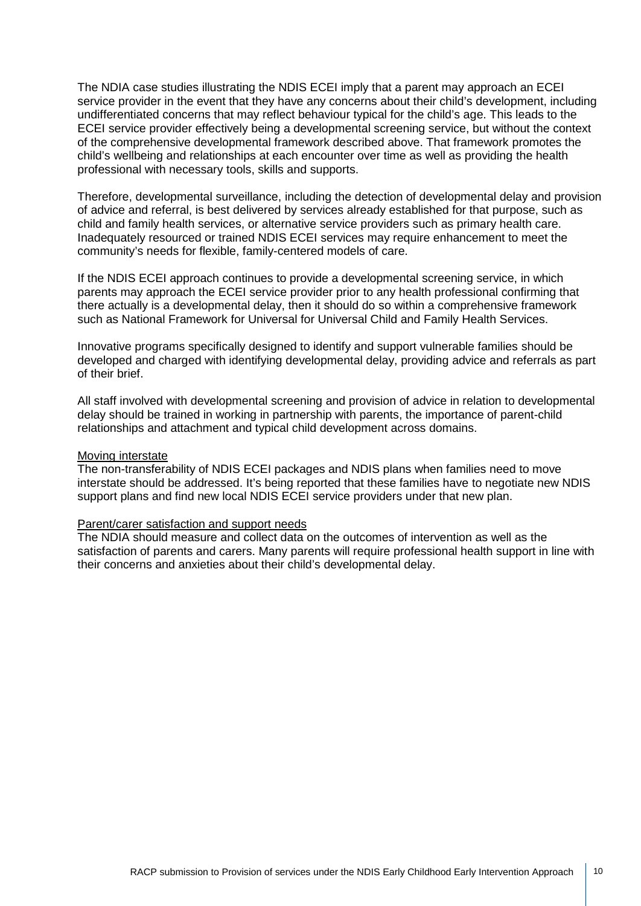The NDIA case studies illustrating the NDIS ECEI imply that a parent may approach an ECEI service provider in the event that they have any concerns about their child's development, including undifferentiated concerns that may reflect behaviour typical for the child's age. This leads to the ECEI service provider effectively being a developmental screening service, but without the context of the comprehensive developmental framework described above. That framework promotes the child's wellbeing and relationships at each encounter over time as well as providing the health professional with necessary tools, skills and supports.

Therefore, developmental surveillance, including the detection of developmental delay and provision of advice and referral, is best delivered by services already established for that purpose, such as child and family health services, or alternative service providers such as primary health care. Inadequately resourced or trained NDIS ECEI services may require enhancement to meet the community's needs for flexible, family-centered models of care.

If the NDIS ECEI approach continues to provide a developmental screening service, in which parents may approach the ECEI service provider prior to any health professional confirming that there actually is a developmental delay, then it should do so within a comprehensive framework such as National Framework for Universal for Universal Child and Family Health Services.

Innovative programs specifically designed to identify and support vulnerable families should be developed and charged with identifying developmental delay, providing advice and referrals as part of their brief.

All staff involved with developmental screening and provision of advice in relation to developmental delay should be trained in working in partnership with parents, the importance of parent-child relationships and attachment and typical child development across domains.

Moving interstate

The non-transferability of NDIS ECEI packages and NDIS plans when families need to move interstate should be addressed. It's being reported that these families have to negotiate new NDIS support plans and find new local NDIS ECEI service providers under that new plan.

Parent/carer satisfaction and support needs

The NDIA should measure and collect data on the outcomes of intervention as well as the satisfaction of parents and carers. Many parents will require professional health support in line with their concerns and anxieties about their child's developmental delay.